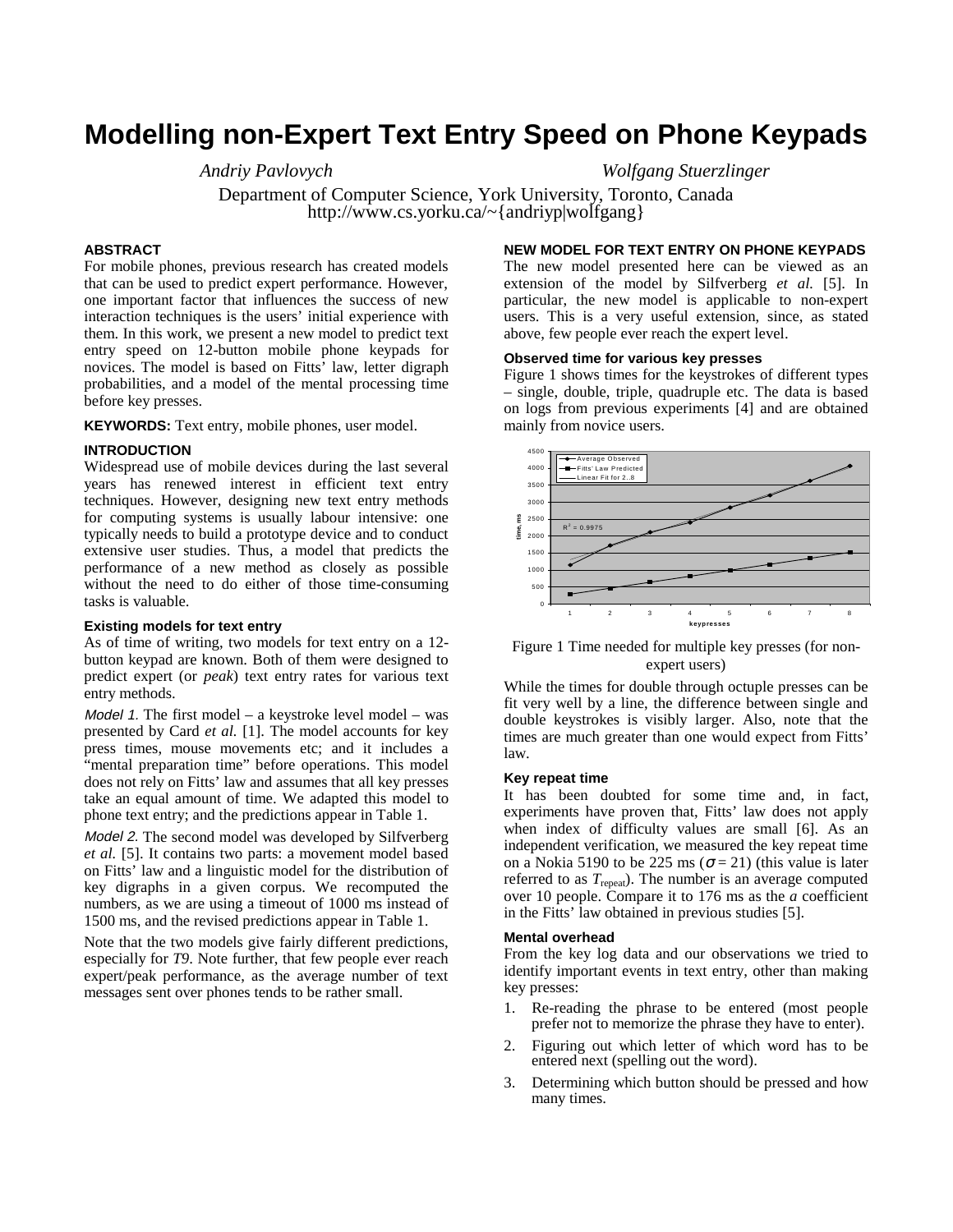# Modelling non-Expert Text Entry Speed on Phone Keypads

*Andriy Pavlovych* *Wolfgang Stuerzlinger*

Department of Computer Science, York University, Toronto, Canada
http://www.cs.yorku.ca/~{andriyp|wolfgang}

## ABSTRACT

For mobile phones, previous research has created models that can be used to predict expert performance. However, one important factor that influences the success of new interaction techniques is the users' initial experience with them. In this work, we present a new model to predict text entry speed on 12-button mobile phone keypads for novices. The model is based on Fitts' law, letter digraph probabilities, and a model of the mental processing time before key presses.

**KEYWORDS:** Text entry, mobile phones, user model.

## INTRODUCTION

Widespread use of mobile devices during the last several years has renewed interest in efficient text entry techniques. However, designing new text entry methods for computing systems is usually labour intensive: one typically needs to build a prototype device and to conduct extensive user studies. Thus, a model that predicts the performance of a new method as closely as possible without the need to do either of those time-consuming tasks is valuable.

### Existing models for text entry

As of time of writing, two models for text entry on a 12-button keypad are known. Both of them were designed to predict expert (or *peak*) text entry rates for various text entry methods.

*Model 1.* The first model – a keystroke level model – was presented by Card *et al.* [1]. The model accounts for key press times, mouse movements etc; and it includes a "mental preparation time" before operations. This model does not rely on Fitts' law and assumes that all key presses take an equal amount of time. We adapted this model to phone text entry; and the predictions appear in Table 1.

*Model 2.* The second model was developed by Silfverberg *et al.* [5]. It contains two parts: a movement model based on Fitts' law and a linguistic model for the distribution of key digraphs in a given corpus. We recomputed the numbers, as we are using a timeout of 1000 ms instead of 1500 ms, and the revised predictions appear in Table 1.

Note that the two models give fairly different predictions, especially for *T9*. Note further, that few people ever reach expert/peak performance, as the average number of text messages sent over phones tends to be rather small.

## NEW MODEL FOR TEXT ENTRY ON PHONE KEYPADS

The new model presented here can be viewed as an extension of the model by Silfverberg *et al.* [5]. In particular, the new model is applicable to non-expert users. This is a very useful extension, since, as stated above, few people ever reach the expert level.

### Observed time for various key presses

Figure 1 shows times for the keystrokes of different types – single, double, triple, quadruple etc. The data is based on logs from previous experiments [4] and are obtained mainly from novice users.

Figure 1 Time needed for multiple key presses (for non-expert users)

While the times for double through octuple presses can be fit very well by a line, the difference between single and double keystrokes is visibly larger. Also, note that the times are much greater than one would expect from Fitts' law.

### Key repeat time

It has been doubted for some time and, in fact, experiments have proven that, Fitts' law does not apply when index of difficulty values are small [6]. As an independent verification, we measured the key repeat time on a Nokia 5190 to be 225 ms ($\sigma = 21$) (this value is later referred to as $T_{\text{repeat}}$). The number is an average computed over 10 people. Compare it to 176 ms as the *a* coefficient in the Fitts' law obtained in previous studies [5].

### Mental overhead

From the key log data and our observations we tried to identify important events in text entry, other than making key presses:

1. Re-reading the phrase to be entered (most people prefer not to memorize the phrase they have to enter).
2. Figuring out which letter of which word has to be entered next (spelling out the word).
3. Determining which button should be pressed and how many times.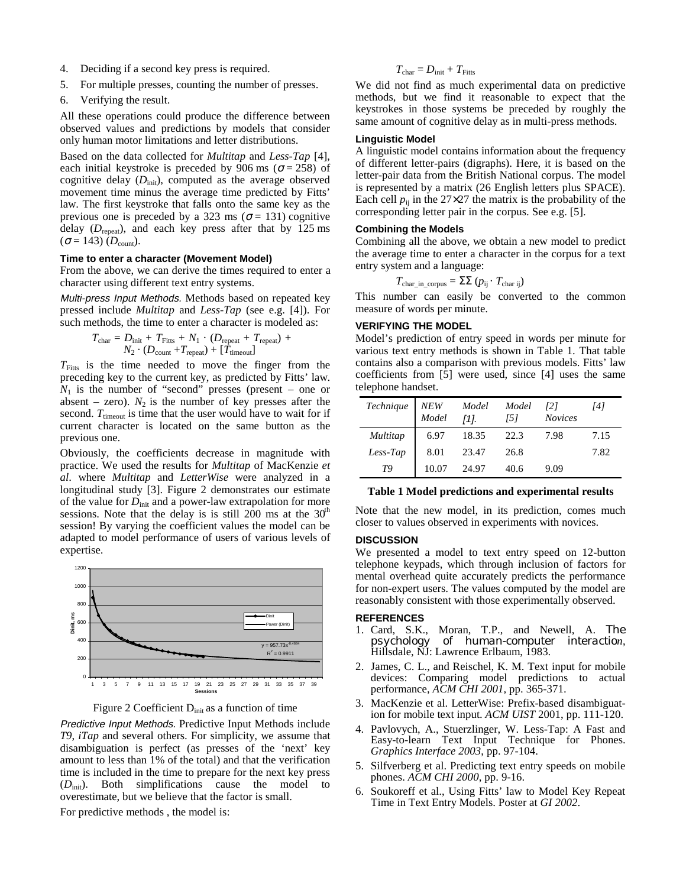4. Deciding if a second key press is required.
5. For multiple presses, counting the number of presses.
6. Verifying the result.

All these operations could produce the difference between observed values and predictions by models that consider only human motor limitations and letter distributions.

Based on the data collected for *Multitap* and *Less-Tap* [4], each initial keystroke is preceded by 906 ms ($\sigma = 258$) of cognitive delay ($D_{init}$), computed as the average observed movement time minus the average time predicted by Fitts' law. The first keystroke that falls onto the same key as the previous one is preceded by a 323 ms ($\sigma = 131$) cognitive delay ($D_{repeat}$), and each key press after that by 125 ms ($\sigma = 143$) ($D_{count}$).

### Time to enter a character (Movement Model)

From the above, we can derive the times required to enter a character using different text entry systems.

*Multi-press Input Methods.* Methods based on repeated key pressed include *Multitap* and *Less-Tap* (see e.g. [4]). For such methods, the time to enter a character is modeled as:

$$T_{char} = D_{init} + T_{Fitts} + N_1 \cdot (D_{repeat} + T_{repeat}) + N_2 \cdot (D_{count} + T_{repeat}) + [T_{timeout}]$$

$T_{Fitts}$ is the time needed to move the finger from the preceding key to the current key, as predicted by Fitts' law. $N_1$ is the number of "second" presses (present – one or absent – zero). $N_2$ is the number of key presses after the second. $T_{timeout}$ is time that the user would have to wait for if current character is located on the same button as the previous one.

Obviously, the coefficients decrease in magnitude with practice. We used the results for *Multitap* of MacKenzie *et al*. where *Multitap* and *LetterWise* were analyzed in a longitudinal study [3]. Figure 2 demonstrates our estimate of the value for $D_{init}$ and a power-law extrapolation for more sessions. Note that the delay is is still 200 ms at the 30th session! By varying the coefficient values the model can be adapted to model performance of users of various levels of expertise.

Dinit, ms
1200
1000
800
600
400
200
0
1 3 5 7 9 11 13 15 17 19 21 23 25 27 29 31 33 35 37 39
Sessions
Dinit
Power (Dinit)
$y = 957.73x^{-0.4684}$
$R^2 = 0.9911$

Figure 2 Coefficient $D_{init}$ as a function of time

*Predictive Input Methods.* Predictive Input Methods include *T9*, *iTap* and several others. For simplicity, we assume that disambiguation is perfect (as presses of the 'next' key amount to less than 1% of the total) and that the verification time is included in the time to prepare for the next key press ($D_{init}$). Both simplifications cause the model to overestimate, but we believe that the factor is small.

For predictive methods , the model is:

$$T_{char} = D_{init} + T_{Fitts}$$

We did not find as much experimental data on predictive methods, but we find it reasonable to expect that the keystrokes in those systems be preceded by roughly the same amount of cognitive delay as in multi-press methods.

### Linguistic Model

A linguistic model contains information about the frequency of different letter-pairs (digraphs). Here, it is based on the letter-pair data from the British National corpus. The model is represented by a matrix (26 English letters plus SPACE). Each cell $p_{ij}$ in the 27×27 the matrix is the probability of the corresponding letter pair in the corpus. See e.g. [5].

### Combining the Models

Combining all the above, we obtain a new model to predict the average time to enter a character in the corpus for a text entry system and a language:

$$T_{char\_in\_corpus} = \Sigma\Sigma\ (p_{ij} \cdot T_{char\ ij})$$

This number can easily be converted to the common measure of words per minute.

## VERIFYING THE MODEL

Model's prediction of entry speed in words per minute for various text entry methods is shown in Table 1. That table contains also a comparison with previous models. Fitts' law coefficients from [5] were used, since [4] uses the same telephone handset.

| *Technique* | *NEW Model* | *Model [1].* | *Model [5]* | *[2] Novices* | *[4]* |
|---|---|---|---|---|---|
| *Multitap* | 6.97 | 18.35 | 22.3 | 7.98 | 7.15 |
| *Less-Tap* | 8.01 | 23.47 | 26.8 | | 7.82 |
| *T9* | 10.07 | 24.97 | 40.6 | 9.09 | |

**Table 1 Model predictions and experimental results**

Note that the new model, in its prediction, comes much closer to values observed in experiments with novices.

## DISCUSSION

We presented a model to text entry speed on 12-button telephone keypads, which through inclusion of factors for mental overhead quite accurately predicts the performance for non-expert users. The values computed by the model are reasonably consistent with those experimentally observed.

## REFERENCES

1. Card, S.K., Moran, T.P., and Newell, A. *The psychology of human-computer interaction*, Hillsdale, NJ: Lawrence Erlbaum, 1983.
2. James, C. L., and Reischel, K. M. Text input for mobile devices: Comparing model predictions to actual performance, *ACM CHI 2001*, pp. 365-371.
3. MacKenzie et al. LetterWise: Prefix-based disambiguation for mobile text input. *ACM UIST* 2001, pp. 111-120.
4. Pavlovych, A., Stuerzlinger, W. Less-Tap: A Fast and Easy-to-learn Text Input Technique for Phones. *Graphics Interface 2003*, pp. 97-104.
5. Silfverberg et al. Predicting text entry speeds on mobile phones. *ACM CHI 2000*, pp. 9-16.
6. Soukoreff et al., Using Fitts' law to Model Key Repeat Time in Text Entry Models. Poster at *GI 2002*.